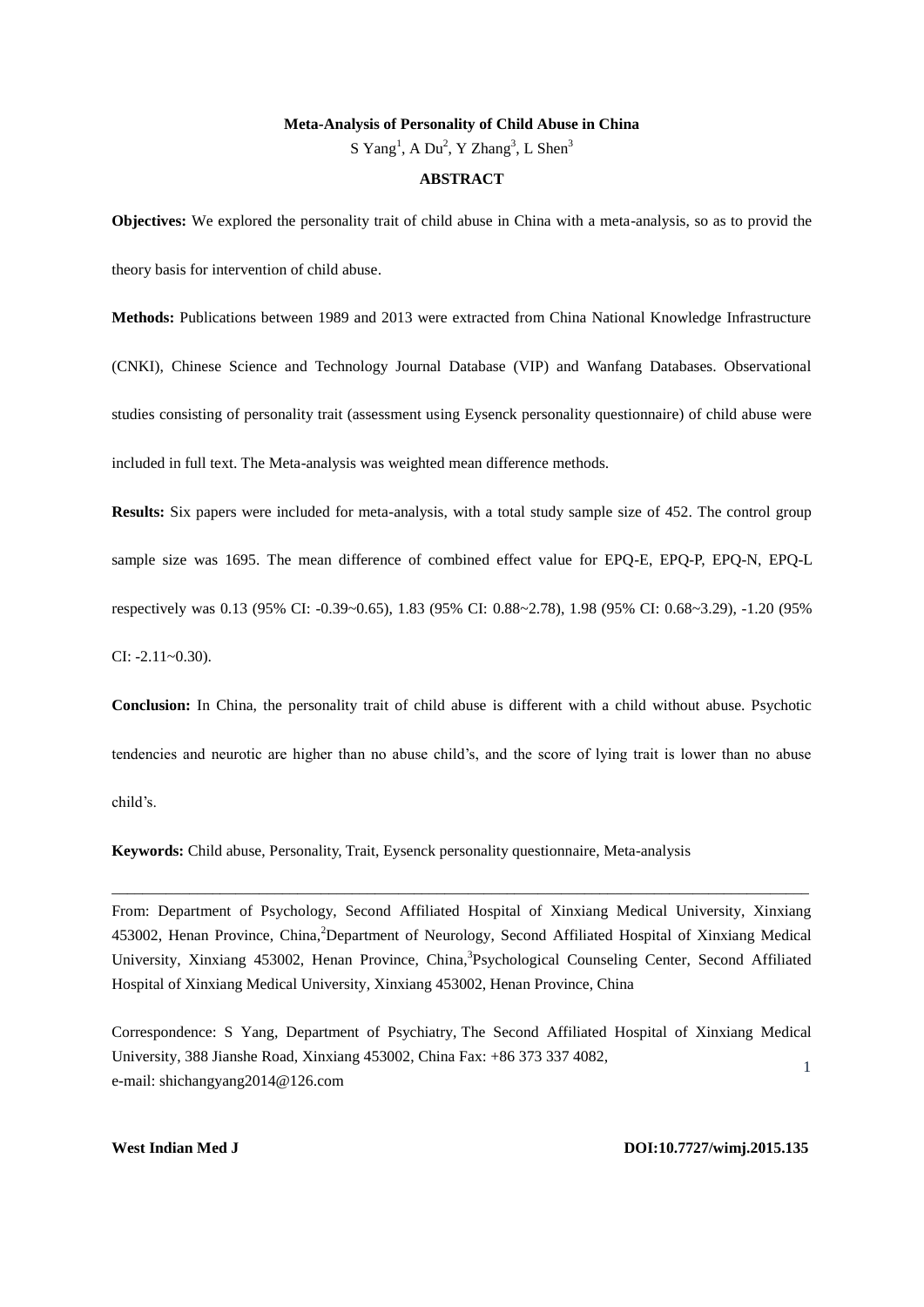# Meta-Analysis of Personality of Child Abuse in China

S Yang[1], A Du[2], Y Zhang[3], L Shen[3]

## ABSTRACT

**Objectives:** We explored the personality trait of child abuse in China with a meta-analysis, so as to provid the theory basis for intervention of child abuse.

**Methods:** Publications between 1989 and 2013 were extracted from China National Knowledge Infrastructure (CNKI), Chinese Science and Technology Journal Database (VIP) and Wanfang Databases. Observational studies consisting of personality trait (assessment using Eysenck personality questionnaire) of child abuse were included in full text. The Meta-analysis was weighted mean difference methods.

**Results:** Six papers were included for meta-analysis, with a total study sample size of 452. The control group sample size was 1695. The mean difference of combined effect value for EPQ-E, EPQ-P, EPQ-N, EPQ-L respectively was 0.13 (95% CI: -0.39~0.65), 1.83 (95% CI: 0.88~2.78), 1.98 (95% CI: 0.68~3.29), -1.20 (95% CI: -2.11~0.30).

**Conclusion:** In China, the personality trait of child abuse is different with a child without abuse. Psychotic tendencies and neurotic are higher than no abuse child's, and the score of lying trait is lower than no abuse child's.

**Keywords:** Child abuse, Personality, Trait, Eysenck personality questionnaire, Meta-analysis

---

From: Department of Psychology, Second Affiliated Hospital of Xinxiang Medical University, Xinxiang 453002, Henan Province, China,[2]Department of Neurology, Second Affiliated Hospital of Xinxiang Medical University, Xinxiang 453002, Henan Province, China,[3]Psychological Counseling Center, Second Affiliated Hospital of Xinxiang Medical University, Xinxiang 453002, Henan Province, China

Correspondence: S Yang, Department of Psychiatry, The Second Affiliated Hospital of Xinxiang Medical University, 388 Jianshe Road, Xinxiang 453002, China Fax: +86 373 337 4082, e-mail: shichangyang2014@126.com

**West Indian Med J** **DOI:10.7727/wimj.2015.135**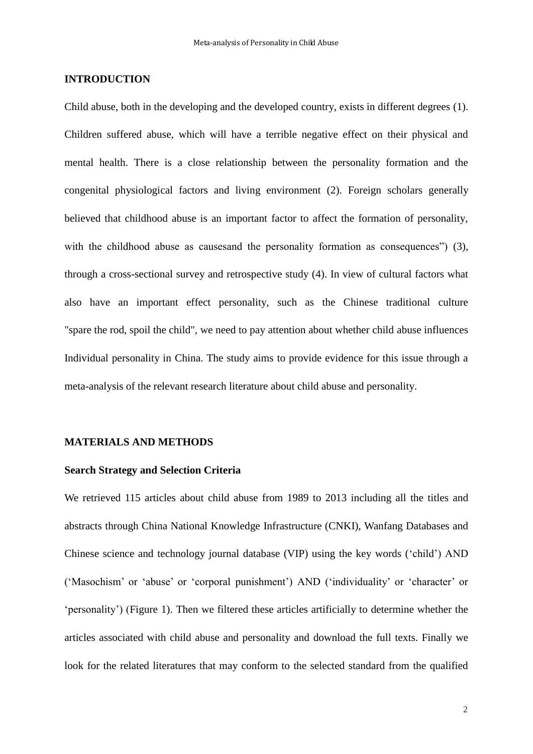## INTRODUCTION

Child abuse, both in the developing and the developed country, exists in different degrees (1). Children suffered abuse, which will have a terrible negative effect on their physical and mental health. There is a close relationship between the personality formation and the congenital physiological factors and living environment (2). Foreign scholars generally believed that childhood abuse is an important factor to affect the formation of personality, with the childhood abuse as causesand the personality formation as consequences") (3), through a cross-sectional survey and retrospective study (4). In view of cultural factors what also have an important effect personality, such as the Chinese traditional culture "spare the rod, spoil the child", we need to pay attention about whether child abuse influences Individual personality in China. The study aims to provide evidence for this issue through a meta-analysis of the relevant research literature about child abuse and personality.

## MATERIALS AND METHODS

### Search Strategy and Selection Criteria

We retrieved 115 articles about child abuse from 1989 to 2013 including all the titles and abstracts through China National Knowledge Infrastructure (CNKI), Wanfang Databases and Chinese science and technology journal database (VIP) using the key words ('child') AND ('Masochism' or 'abuse' or 'corporal punishment') AND ('individuality' or 'character' or 'personality') (Figure 1). Then we filtered these articles artificially to determine whether the articles associated with child abuse and personality and download the full texts. Finally we look for the related literatures that may conform to the selected standard from the qualified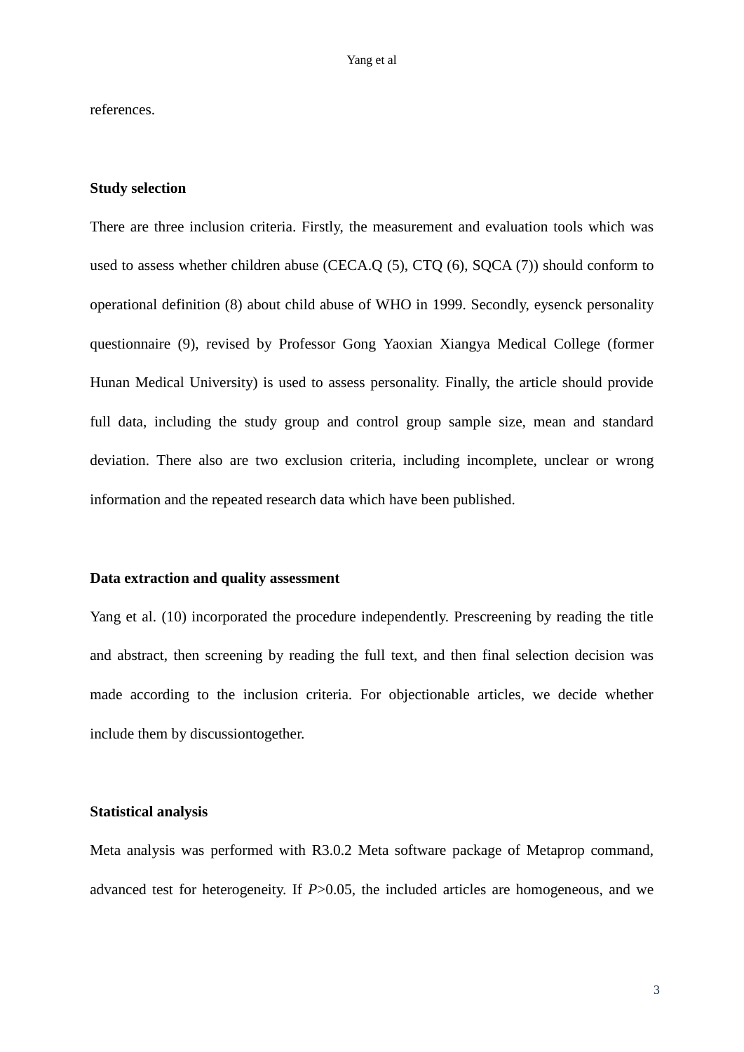references.

### Study selection

There are three inclusion criteria. Firstly, the measurement and evaluation tools which was used to assess whether children abuse (CECA.Q (5), CTQ (6), SQCA (7)) should conform to operational definition (8) about child abuse of WHO in 1999. Secondly, eysenck personality questionnaire (9), revised by Professor Gong Yaoxian Xiangya Medical College (former Hunan Medical University) is used to assess personality. Finally, the article should provide full data, including the study group and control group sample size, mean and standard deviation. There also are two exclusion criteria, including incomplete, unclear or wrong information and the repeated research data which have been published.

### Data extraction and quality assessment

Yang et al. (10) incorporated the procedure independently. Prescreening by reading the title and abstract, then screening by reading the full text, and then final selection decision was made according to the inclusion criteria. For objectionable articles, we decide whether include them by discussiontogether.

### Statistical analysis

Meta analysis was performed with R3.0.2 Meta software package of Metaprop command, advanced test for heterogeneity. If $P>0.05$, the included articles are homogeneous, and we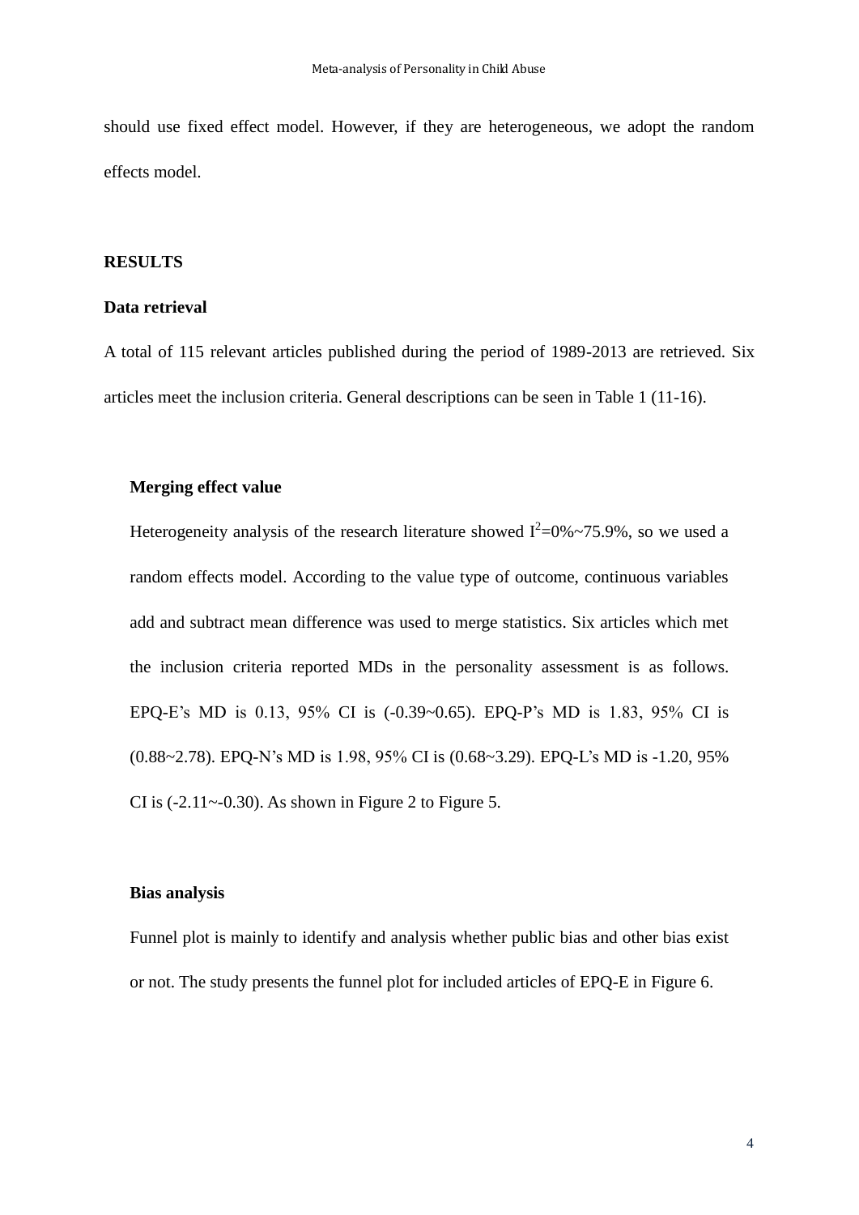should use fixed effect model. However, if they are heterogeneous, we adopt the random effects model.

## RESULTS

### Data retrieval

A total of 115 relevant articles published during the period of 1989-2013 are retrieved. Six articles meet the inclusion criteria. General descriptions can be seen in Table 1 (11-16).

### Merging effect value

Heterogeneity analysis of the research literature showed $I^2$=0%~75.9%, so we used a random effects model. According to the value type of outcome, continuous variables add and subtract mean difference was used to merge statistics. Six articles which met the inclusion criteria reported MDs in the personality assessment is as follows. EPQ-E's MD is 0.13, 95% CI is (-0.39~0.65). EPQ-P's MD is 1.83, 95% CI is (0.88~2.78). EPQ-N's MD is 1.98, 95% CI is (0.68~3.29). EPQ-L's MD is -1.20, 95% CI is (-2.11~-0.30). As shown in Figure 2 to Figure 5.

### Bias analysis

Funnel plot is mainly to identify and analysis whether public bias and other bias exist or not. The study presents the funnel plot for included articles of EPQ-E in Figure 6.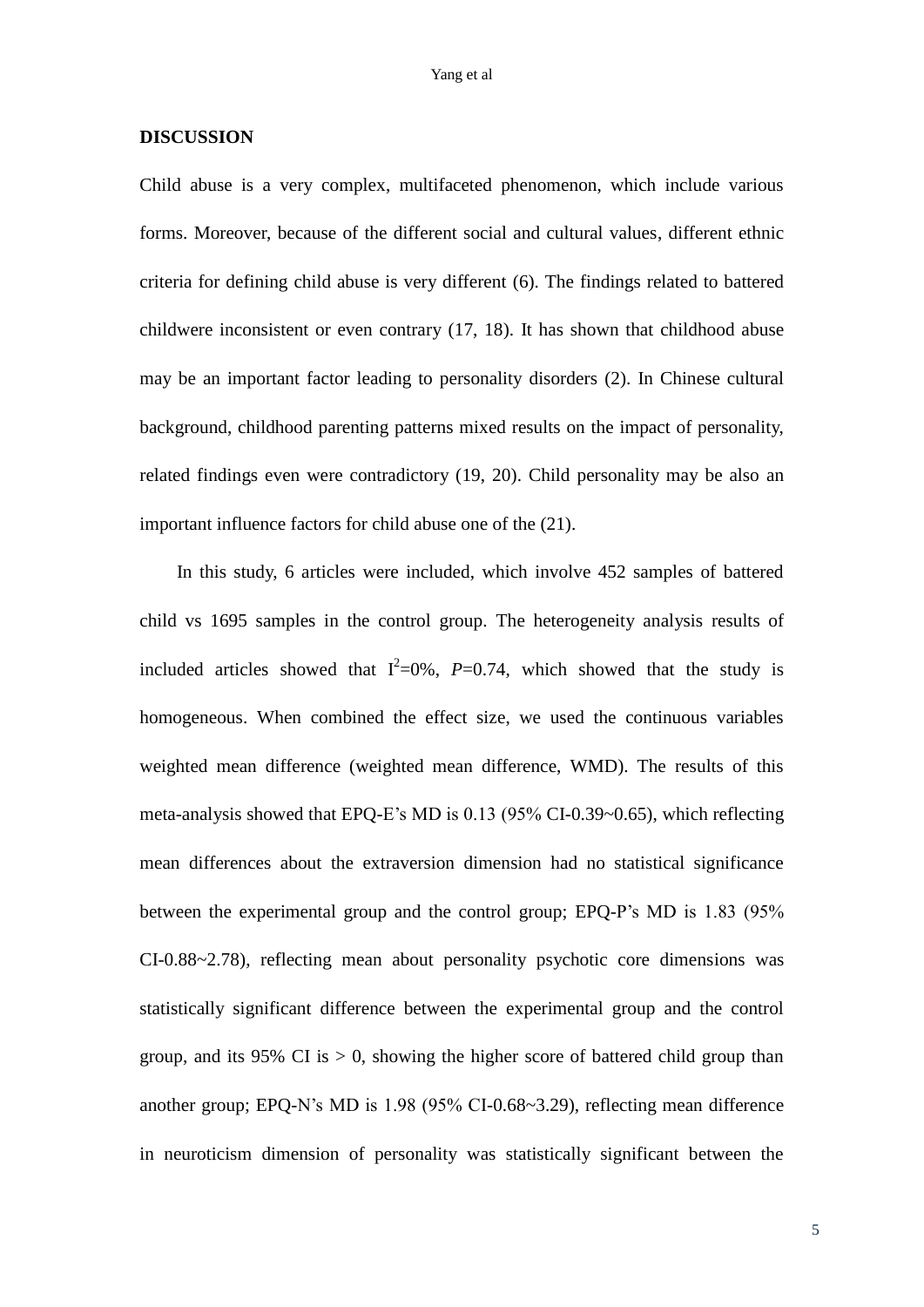**DISCUSSION**

Child abuse is a very complex, multifaceted phenomenon, which include various forms. Moreover, because of the different social and cultural values, different ethnic criteria for defining child abuse is very different (6). The findings related to battered childwere inconsistent or even contrary (17, 18). It has shown that childhood abuse may be an important factor leading to personality disorders (2). In Chinese cultural background, childhood parenting patterns mixed results on the impact of personality, related findings even were contradictory (19, 20). Child personality may be also an important influence factors for child abuse one of the (21).

In this study, 6 articles were included, which involve 452 samples of battered child vs 1695 samples in the control group. The heterogeneity analysis results of included articles showed that $I^2$=0%, *P*=0.74, which showed that the study is homogeneous. When combined the effect size, we used the continuous variables weighted mean difference (weighted mean difference, WMD). The results of this meta-analysis showed that EPQ-E's MD is 0.13 (95% CI-0.39~0.65), which reflecting mean differences about the extraversion dimension had no statistical significance between the experimental group and the control group; EPQ-P's MD is 1.83 (95% CI-0.88~2.78), reflecting mean about personality psychotic core dimensions was statistically significant difference between the experimental group and the control group, and its 95% CI is > 0, showing the higher score of battered child group than another group; EPQ-N's MD is 1.98 (95% CI-0.68~3.29), reflecting mean difference in neuroticism dimension of personality was statistically significant between the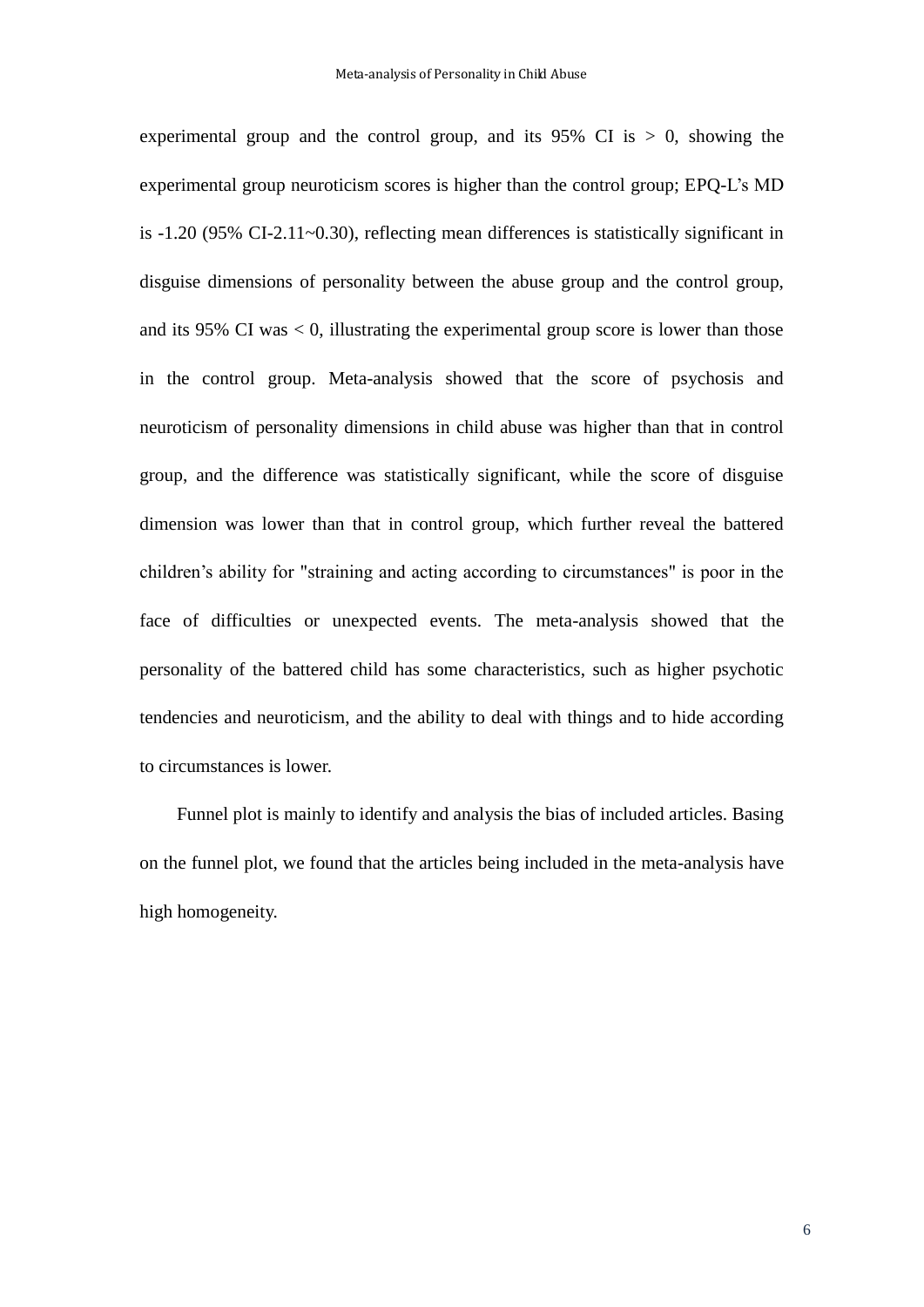experimental group and the control group, and its 95% CI is > 0, showing the experimental group neuroticism scores is higher than the control group; EPQ-L's MD is -1.20 (95% CI-2.11~0.30), reflecting mean differences is statistically significant in disguise dimensions of personality between the abuse group and the control group, and its 95% CI was < 0, illustrating the experimental group score is lower than those in the control group. Meta-analysis showed that the score of psychosis and neuroticism of personality dimensions in child abuse was higher than that in control group, and the difference was statistically significant, while the score of disguise dimension was lower than that in control group, which further reveal the battered children's ability for "straining and acting according to circumstances" is poor in the face of difficulties or unexpected events. The meta-analysis showed that the personality of the battered child has some characteristics, such as higher psychotic tendencies and neuroticism, and the ability to deal with things and to hide according to circumstances is lower.

Funnel plot is mainly to identify and analysis the bias of included articles. Basing on the funnel plot, we found that the articles being included in the meta-analysis have high homogeneity.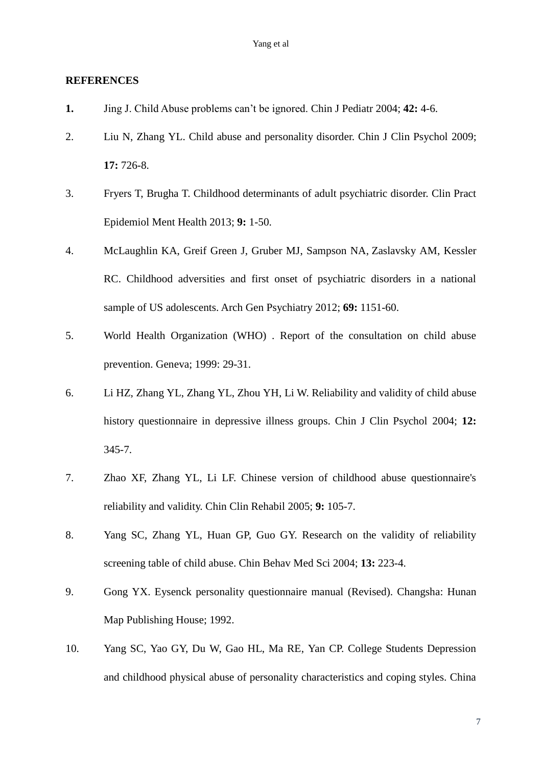## REFERENCES

1. Jing J. Child Abuse problems can't be ignored. Chin J Pediatr 2004; **42:** 4-6.
2. Liu N, Zhang YL. Child abuse and personality disorder. Chin J Clin Psychol 2009; **17:** 726-8.
3. Fryers T, Brugha T. Childhood determinants of adult psychiatric disorder. Clin Pract Epidemiol Ment Health 2013; **9:** 1-50.
4. McLaughlin KA, Greif Green J, Gruber MJ, Sampson NA, Zaslavsky AM, Kessler RC. Childhood adversities and first onset of psychiatric disorders in a national sample of US adolescents. Arch Gen Psychiatry 2012; **69:** 1151-60.
5. World Health Organization (WHO) . Report of the consultation on child abuse prevention. Geneva; 1999: 29-31.
6. Li HZ, Zhang YL, Zhang YL, Zhou YH, Li W. Reliability and validity of child abuse history questionnaire in depressive illness groups. Chin J Clin Psychol 2004; **12:** 345-7.
7. Zhao XF, Zhang YL, Li LF. Chinese version of childhood abuse questionnaire's reliability and validity. Chin Clin Rehabil 2005; **9:** 105-7.
8. Yang SC, Zhang YL, Huan GP, Guo GY. Research on the validity of reliability screening table of child abuse. Chin Behav Med Sci 2004; **13:** 223-4.
9. Gong YX. Eysenck personality questionnaire manual (Revised). Changsha: Hunan Map Publishing House; 1992.
10. Yang SC, Yao GY, Du W, Gao HL, Ma RE, Yan CP. College Students Depression and childhood physical abuse of personality characteristics and coping styles. China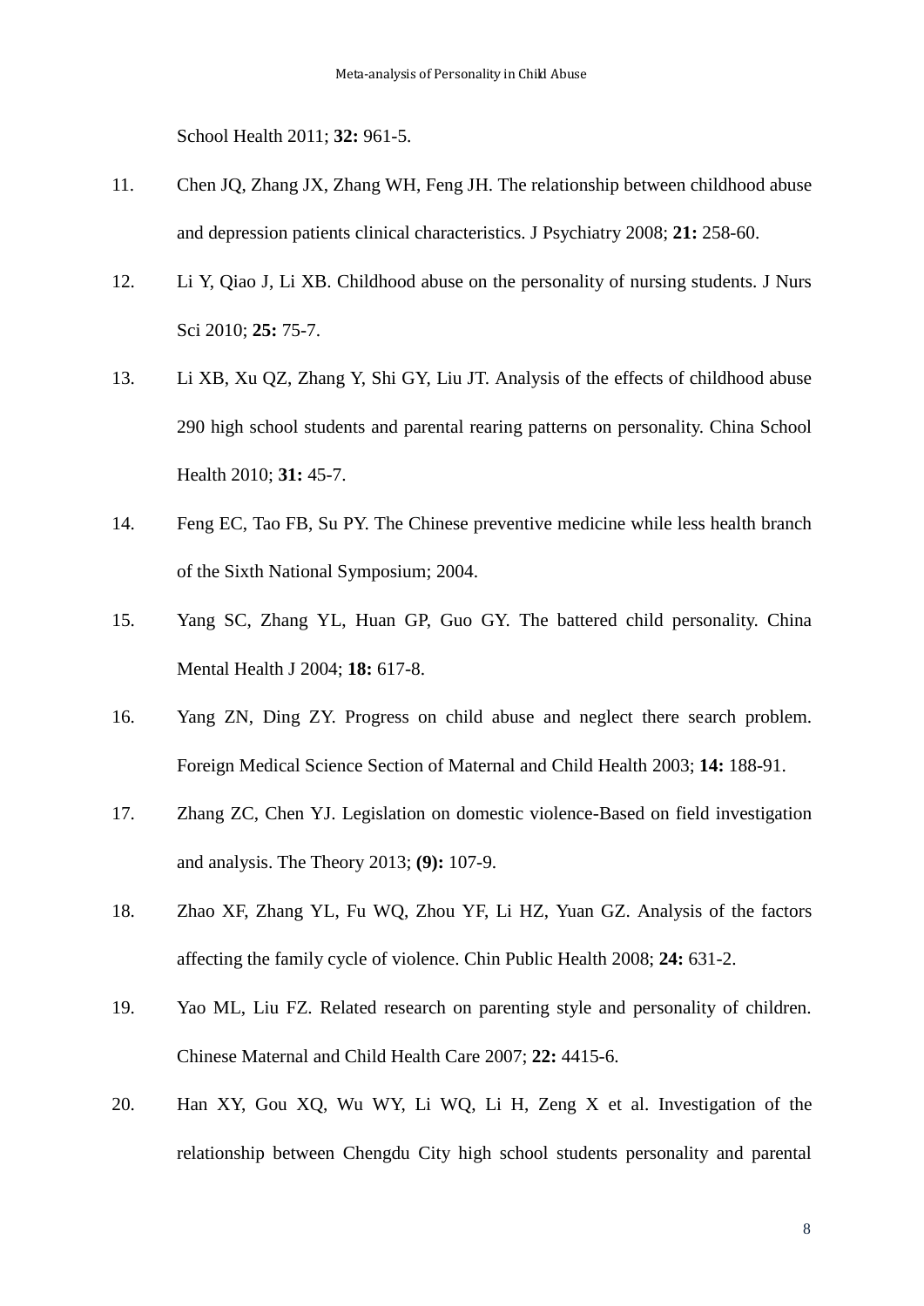School Health 2011; **32:** 961-5.

11. Chen JQ, Zhang JX, Zhang WH, Feng JH. The relationship between childhood abuse and depression patients clinical characteristics. J Psychiatry 2008; **21:** 258-60.

12. Li Y, Qiao J, Li XB. Childhood abuse on the personality of nursing students. J Nurs Sci 2010; **25:** 75-7.

13. Li XB, Xu QZ, Zhang Y, Shi GY, Liu JT. Analysis of the effects of childhood abuse 290 high school students and parental rearing patterns on personality. China School Health 2010; **31:** 45-7.

14. Feng EC, Tao FB, Su PY. The Chinese preventive medicine while less health branch of the Sixth National Symposium; 2004.

15. Yang SC, Zhang YL, Huan GP, Guo GY. The battered child personality. China Mental Health J 2004; **18:** 617-8.

16. Yang ZN, Ding ZY. Progress on child abuse and neglect there search problem. Foreign Medical Science Section of Maternal and Child Health 2003; **14:** 188-91.

17. Zhang ZC, Chen YJ. Legislation on domestic violence-Based on field investigation and analysis. The Theory 2013; **(9):** 107-9.

18. Zhao XF, Zhang YL, Fu WQ, Zhou YF, Li HZ, Yuan GZ. Analysis of the factors affecting the family cycle of violence. Chin Public Health 2008; **24:** 631-2.

19. Yao ML, Liu FZ. Related research on parenting style and personality of children. Chinese Maternal and Child Health Care 2007; **22:** 4415-6.

20. Han XY, Gou XQ, Wu WY, Li WQ, Li H, Zeng X et al. Investigation of the relationship between Chengdu City high school students personality and parental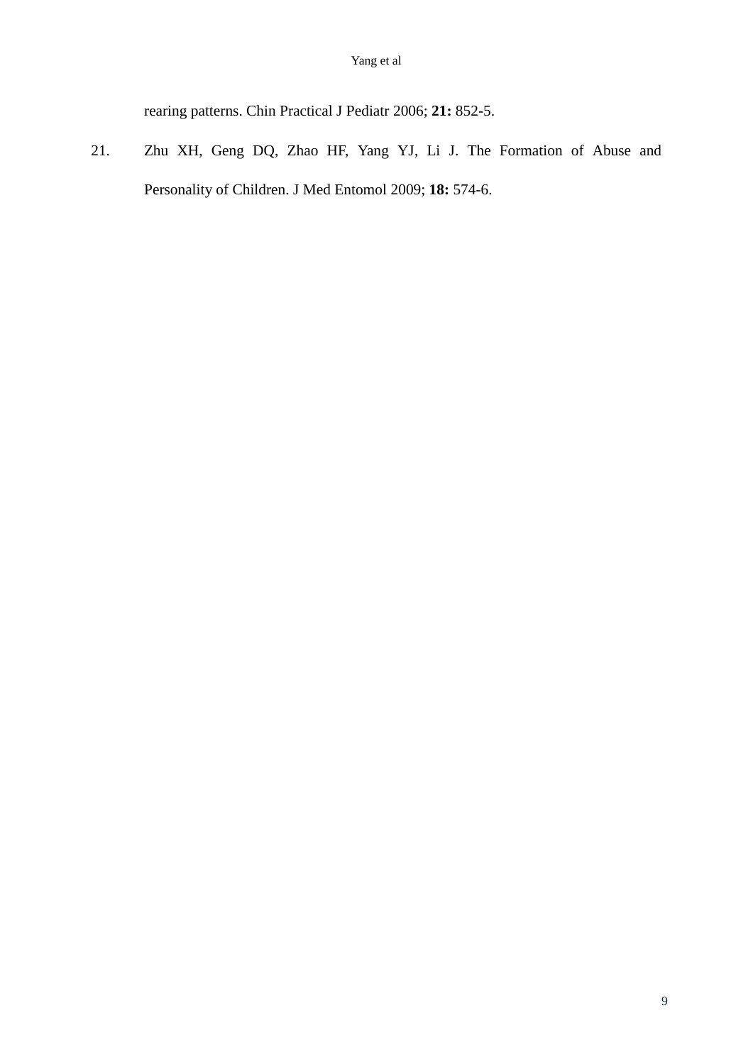rearing patterns. Chin Practical J Pediatr 2006; **21:** 852-5.

21. Zhu XH, Geng DQ, Zhao HF, Yang YJ, Li J. The Formation of Abuse and Personality of Children. J Med Entomol 2009; **18:** 574-6.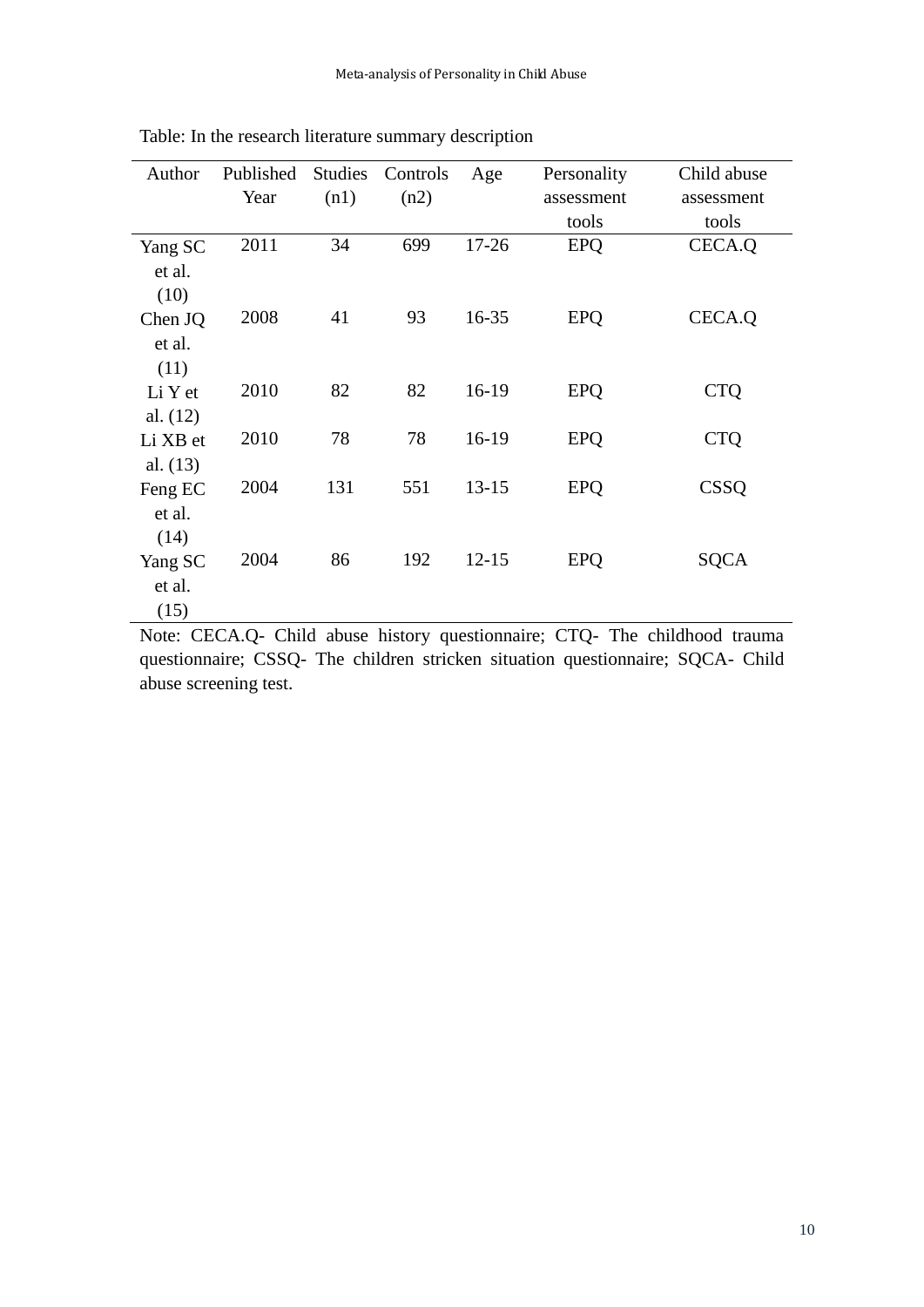Table: In the research literature summary description

| Author | Published Year | Studies (n1) | Controls (n2) | Age | Personality assessment tools | Child abuse assessment tools |
|---|---|---|---|---|---|---|
| Yang SC et al. (10) | 2011 | 34 | 699 | 17-26 | EPQ | CECA.Q |
| Chen JQ et al. (11) | 2008 | 41 | 93 | 16-35 | EPQ | CECA.Q |
| Li Y et al. (12) | 2010 | 82 | 82 | 16-19 | EPQ | CTQ |
| Li XB et al. (13) | 2010 | 78 | 78 | 16-19 | EPQ | CTQ |
| Feng EC et al. (14) | 2004 | 131 | 551 | 13-15 | EPQ | CSSQ |
| Yang SC et al. (15) | 2004 | 86 | 192 | 12-15 | EPQ | SQCA |

Note: CECA.Q- Child abuse history questionnaire; CTQ- The childhood trauma questionnaire; CSSQ- The children stricken situation questionnaire; SQCA- Child abuse screening test.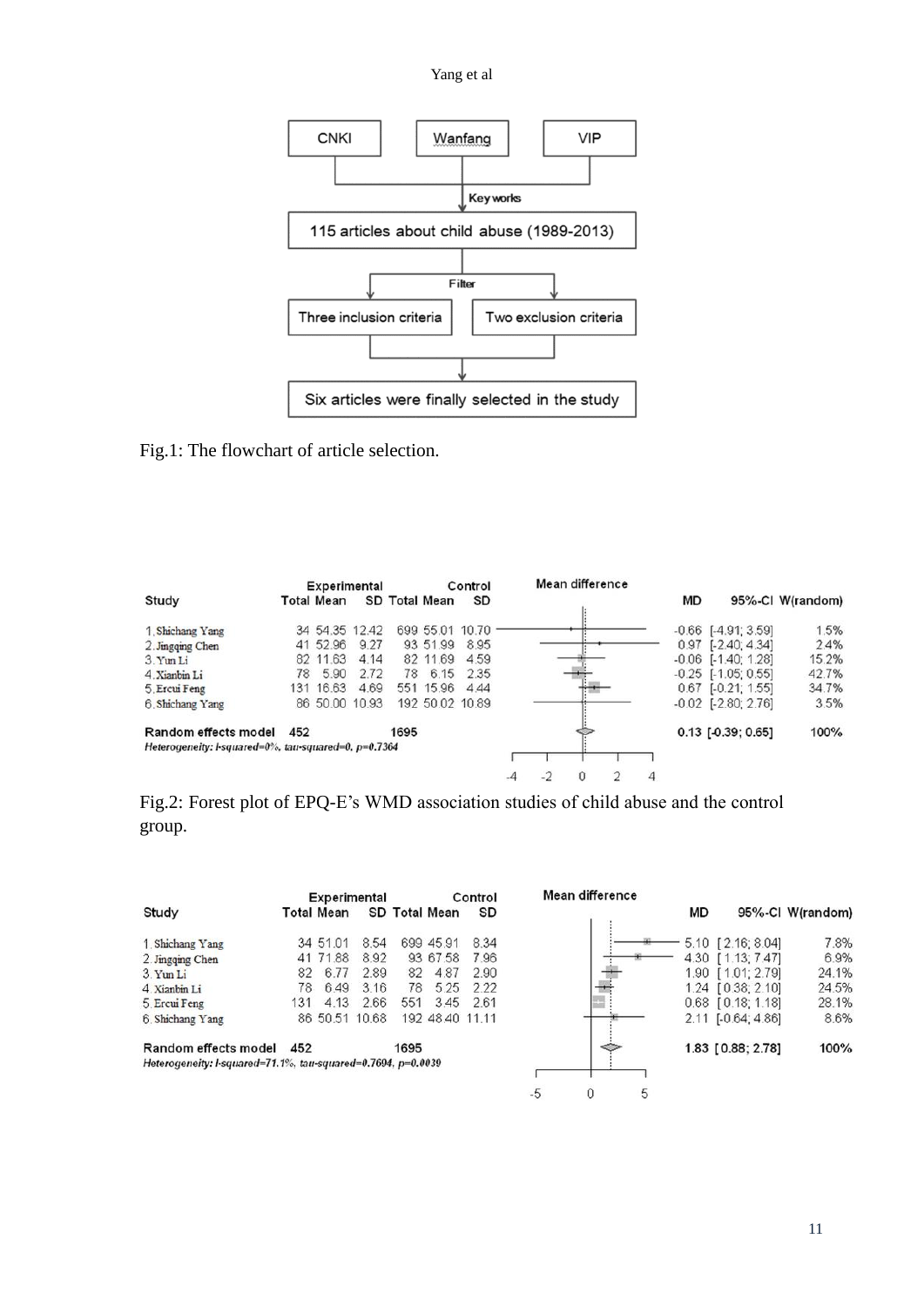```
CNKI        Wanfang        VIP
        |
     Key works
        ↓
115 articles about child abuse (1989-2013)
        |
      Filter
   ↓           ↓
Three inclusion criteria    Two exclusion criteria
        ↓
Six articles were finally selected in the study
```

Fig.1: The flowchart of article selection.

| Study | Experimental Total | Experimental Mean | Experimental SD | Control Total | Control Mean | Control SD | MD | 95%-CI | W(random) |
|---|---|---|---|---|---|---|---|---|---|
| 1.Shichang Yang | 34 | 54.35 | 12.42 | 699 | 55.01 | 10.70 | -0.66 | [-4.91; 3.59] | 1.5% |
| 2.Jingqing Chen | 41 | 52.96 | 9.27 | 93 | 51.99 | 8.95 | 0.97 | [-2.40; 4.34] | 2.4% |
| 3.Yun Li | 82 | 11.63 | 4.14 | 82 | 11.69 | 4.59 | -0.06 | [-1.40; 1.28] | 15.2% |
| 4.Xianbin Li | 78 | 5.90 | 2.72 | 78 | 6.15 | 2.35 | -0.25 | [-1.05; 0.55] | 42.7% |
| 5.Ercui Feng | 131 | 16.63 | 4.69 | 551 | 15.96 | 4.44 | 0.67 | [-0.21; 1.55] | 34.7% |
| 6.Shichang Yang | 86 | 50.00 | 10.93 | 192 | 50.02 | 10.89 | -0.02 | [-2.80; 2.76] | 3.5% |
| **Random effects model** | **452** | | | **1695** | | | **0.13** | **[-0.39; 0.65]** | **100%** |

*Heterogeneity: I-squared=0%, tau-squared=0, p=0.7364*

Fig.2: Forest plot of EPQ-E's WMD association studies of child abuse and the control group.

| Study | Experimental Total | Experimental Mean | Experimental SD | Control Total | Control Mean | Control SD | MD | 95%-CI | W(random) |
|---|---|---|---|---|---|---|---|---|---|
| 1.Shichang Yang | 34 | 51.01 | 8.54 | 699 | 45.91 | 8.34 | 5.10 | [2.16; 8.04] | 7.8% |
| 2.Jingqing Chen | 41 | 71.88 | 8.92 | 93 | 67.58 | 7.96 | 4.30 | [1.13; 7.47] | 6.9% |
| 3.Yun Li | 82 | 6.77 | 2.89 | 82 | 4.87 | 2.90 | 1.90 | [1.01; 2.79] | 24.1% |
| 4.Xianbin Li | 78 | 6.49 | 3.16 | 78 | 5.25 | 2.22 | 1.24 | [0.38; 2.10] | 24.5% |
| 5.Ercui Feng | 131 | 4.13 | 2.66 | 551 | 3.45 | 2.61 | 0.68 | [0.18; 1.18] | 28.1% |
| 6.Shichang Yang | 86 | 50.51 | 10.68 | 192 | 48.40 | 11.11 | 2.11 | [-0.64; 4.86] | 8.6% |
| **Random effects model** | **452** | | | **1695** | | | **1.83** | **[0.88; 2.78]** | **100%** |

*Heterogeneity: I-squared=71.1%, tau-squared=0.7694, p=0.0039*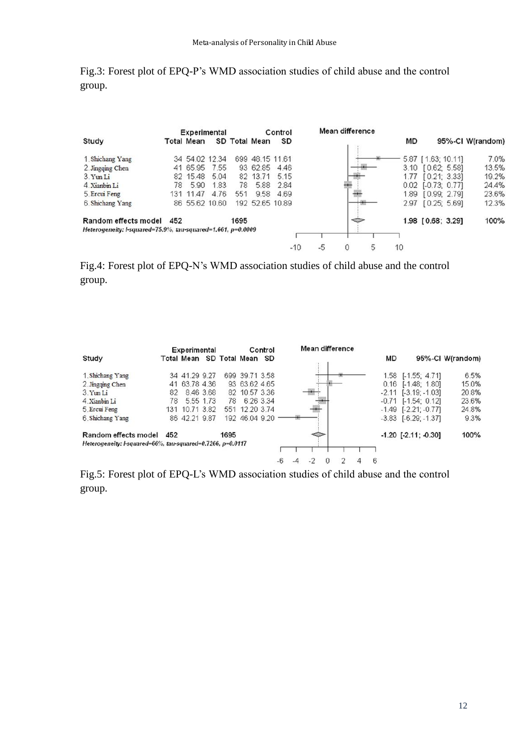Fig.3: Forest plot of EPQ-P's WMD association studies of child abuse and the control group.

| Study | Experimental Total | Experimental Mean | Experimental SD | Control Total | Control Mean | Control SD | MD | 95%-CI | W(random) |
|---|---|---|---|---|---|---|---|---|---|
| 1. Shichang Yang | 34 | 54.02 | 12.34 | 699 | 48.15 | 11.61 | 5.87 | [1.63; 10.11] | 7.0% |
| 2. Jingqing Chen | 41 | 65.95 | 7.55 | 93 | 62.85 | 4.46 | 3.10 | [0.62; 5.58] | 13.5% |
| 3. Yun Li | 82 | 15.48 | 5.04 | 82 | 13.71 | 5.15 | 1.77 | [0.21; 3.33] | 19.2% |
| 4. Xianbin Li | 78 | 5.90 | 1.83 | 78 | 5.88 | 2.84 | 0.02 | [-0.73; 0.77] | 24.4% |
| 5. Ercui Feng | 131 | 11.47 | 4.76 | 551 | 9.58 | 4.69 | 1.89 | [0.99; 2.79] | 23.6% |
| 6. Shichang Yang | 86 | 55.62 | 10.60 | 192 | 52.65 | 10.89 | 2.97 | [0.25; 5.69] | 12.3% |
| **Random effects model** | **452** | | | **1695** | | | **1.98** | **[0.68; 3.29]** | **100%** |

*Heterogeneity: I-squared=75.9%, tau-squared=1.661, p=0.0009*

Fig.4: Forest plot of EPQ-N's WMD association studies of child abuse and the control group.

| Study | Experimental Total | Experimental Mean | Experimental SD | Control Total | Control Mean | Control SD | MD | 95%-CI | W(random) |
|---|---|---|---|---|---|---|---|---|---|
| 1. Shichang Yang | 34 | 41.29 | 9.27 | 699 | 39.71 | 3.58 | 1.58 | [-1.55; 4.71] | 6.5% |
| 2. Jingqing Chen | 41 | 63.78 | 4.36 | 93 | 63.62 | 4.65 | 0.16 | [-1.48; 1.80] | 15.0% |
| 3. Yun Li | 82 | 8.46 | 3.68 | 82 | 10.57 | 3.36 | -2.11 | [-3.19; -1.03] | 20.8% |
| 4. Xianbin Li | 78 | 5.55 | 1.73 | 78 | 6.26 | 3.34 | -0.71 | [-1.54; 0.12] | 23.6% |
| 5. Ercui Feng | 131 | 10.71 | 3.82 | 551 | 12.20 | 3.74 | -1.49 | [-2.21; -0.77] | 24.8% |
| 6. Shichang Yang | 86 | 42.21 | 9.87 | 192 | 46.04 | 9.20 | -3.83 | [-6.29; -1.37] | 9.3% |
| **Random effects model** | **452** | | | **1695** | | | **-1.20** | **[-2.11; -0.30]** | **100%** |

*Heterogeneity: I-squared=66%, tau-squared=0.7266, p=0.0117*

Fig.5: Forest plot of EPQ-L's WMD association studies of child abuse and the control group.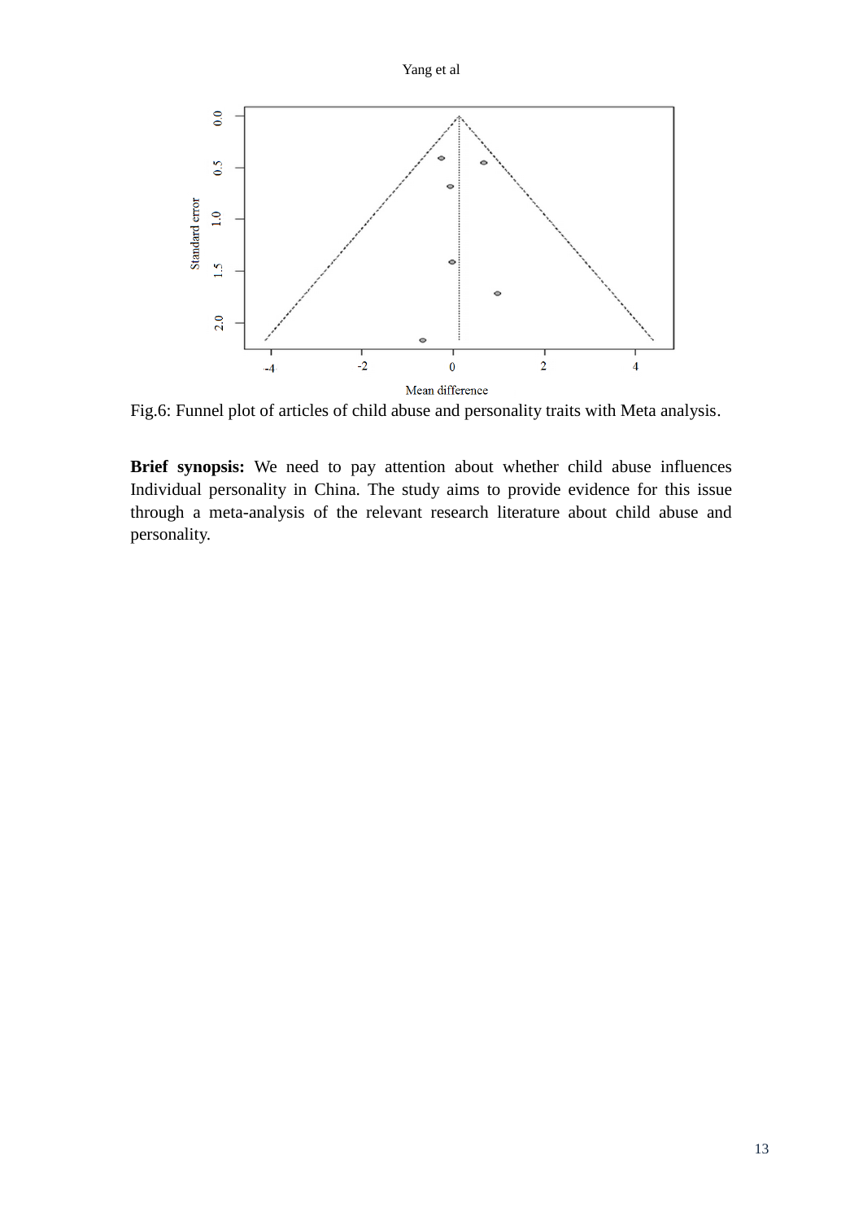Standard error

0.0

0.5

1.0

1.5

2.0

-4

-2

0

2

4

Mean difference

Fig.6: Funnel plot of articles of child abuse and personality traits with Meta analysis.

**Brief synopsis:** We need to pay attention about whether child abuse influences Individual personality in China. The study aims to provide evidence for this issue through a meta-analysis of the relevant research literature about child abuse and personality.